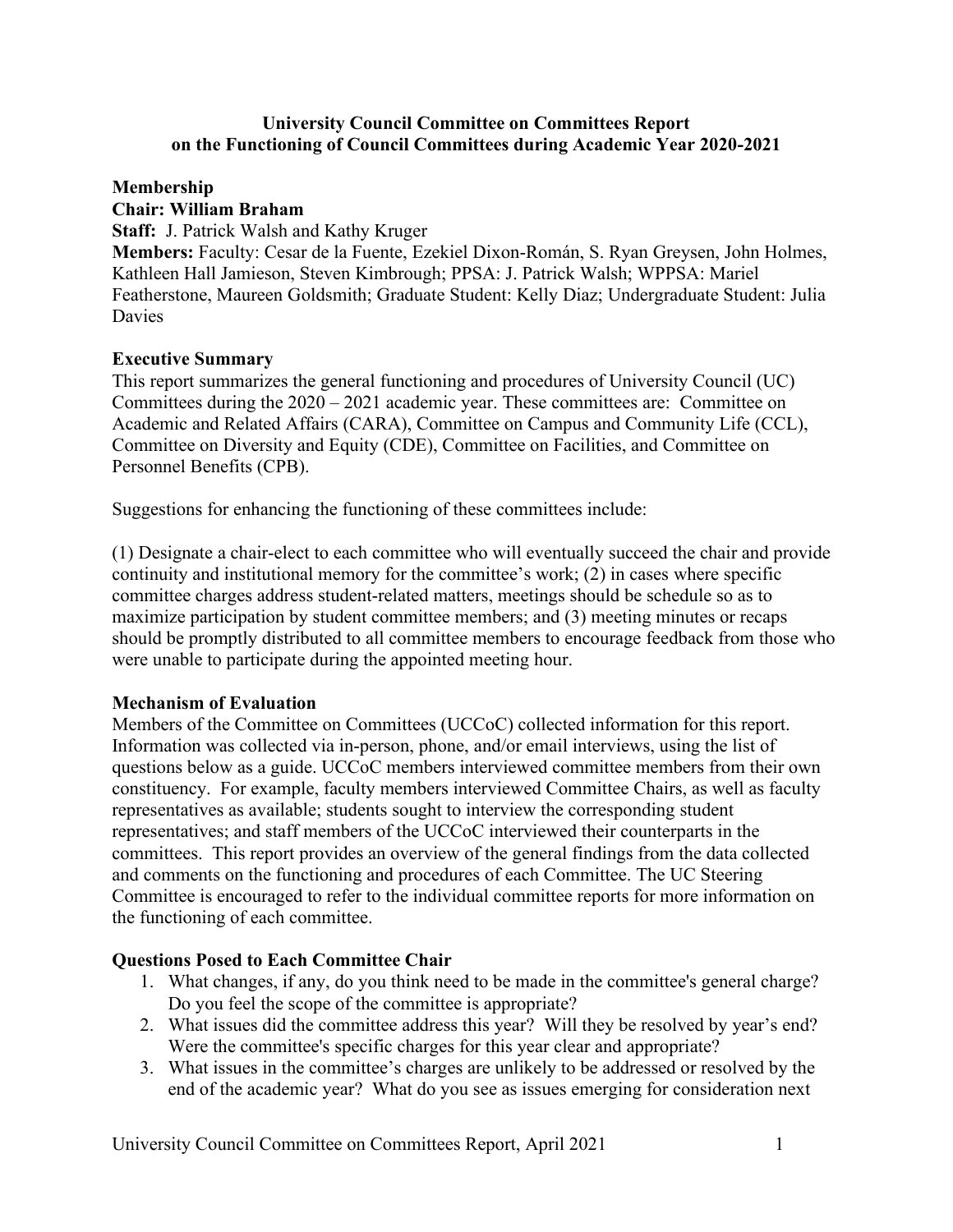# University Council Committee on Committees Report on the Functioning of Council Committees during Academic Year 2020-2021

## Membership

**Chair: William Braham**

**Staff:** J. Patrick Walsh and Kathy Kruger

**Members:** Faculty: Cesar de la Fuente, Ezekiel Dixon-Román, S. Ryan Greysen, John Holmes, Kathleen Hall Jamieson, Steven Kimbrough; PPSA: J. Patrick Walsh; WPPSA: Mariel Featherstone, Maureen Goldsmith; Graduate Student: Kelly Diaz; Undergraduate Student: Julia Davies

## Executive Summary

This report summarizes the general functioning and procedures of University Council (UC) Committees during the 2020 – 2021 academic year. These committees are: Committee on Academic and Related Affairs (CARA), Committee on Campus and Community Life (CCL), Committee on Diversity and Equity (CDE), Committee on Facilities, and Committee on Personnel Benefits (CPB).

Suggestions for enhancing the functioning of these committees include:

(1) Designate a chair-elect to each committee who will eventually succeed the chair and provide continuity and institutional memory for the committee's work; (2) in cases where specific committee charges address student-related matters, meetings should be schedule so as to maximize participation by student committee members; and (3) meeting minutes or recaps should be promptly distributed to all committee members to encourage feedback from those who were unable to participate during the appointed meeting hour.

## Mechanism of Evaluation

Members of the Committee on Committees (UCCoC) collected information for this report. Information was collected via in-person, phone, and/or email interviews, using the list of questions below as a guide. UCCoC members interviewed committee members from their own constituency. For example, faculty members interviewed Committee Chairs, as well as faculty representatives as available; students sought to interview the corresponding student representatives; and staff members of the UCCoC interviewed their counterparts in the committees. This report provides an overview of the general findings from the data collected and comments on the functioning and procedures of each Committee. The UC Steering Committee is encouraged to refer to the individual committee reports for more information on the functioning of each committee.

## Questions Posed to Each Committee Chair

1. What changes, if any, do you think need to be made in the committee's general charge? Do you feel the scope of the committee is appropriate?
2. What issues did the committee address this year? Will they be resolved by year's end? Were the committee's specific charges for this year clear and appropriate?
3. What issues in the committee's charges are unlikely to be addressed or resolved by the end of the academic year? What do you see as issues emerging for consideration next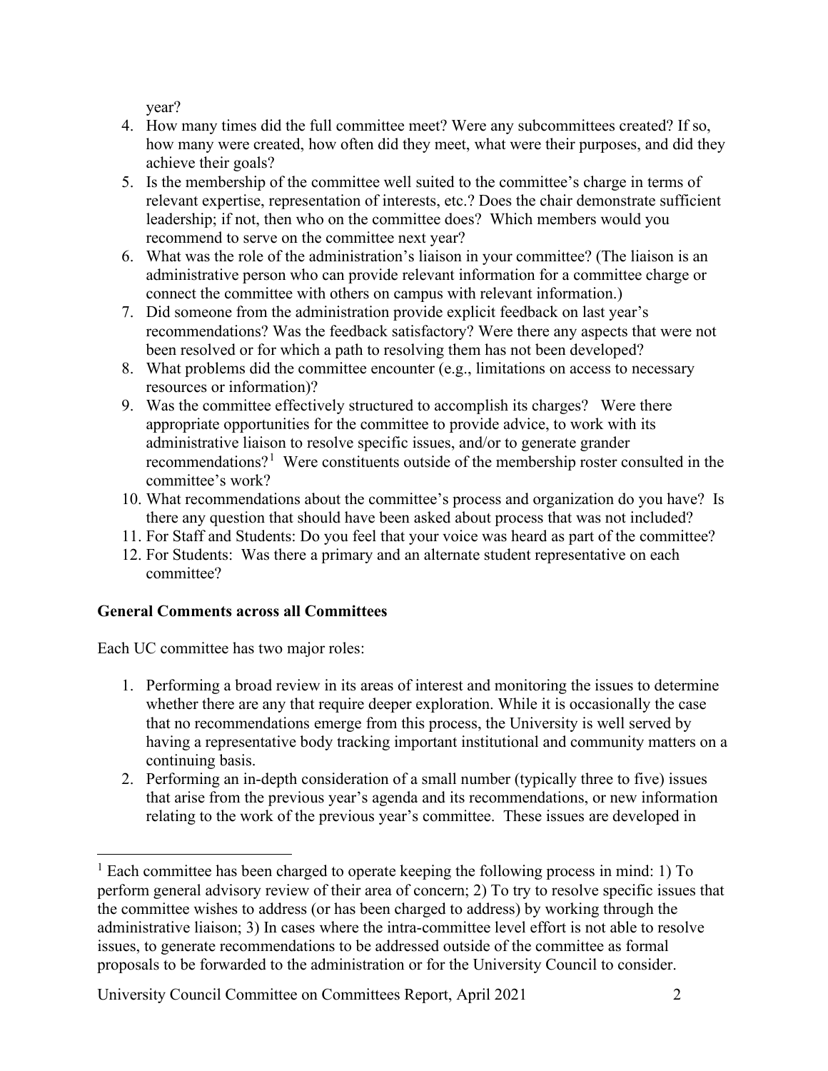year?

4. How many times did the full committee meet? Were any subcommittees created? If so, how many were created, how often did they meet, what were their purposes, and did they achieve their goals?
5. Is the membership of the committee well suited to the committee's charge in terms of relevant expertise, representation of interests, etc.? Does the chair demonstrate sufficient leadership; if not, then who on the committee does? Which members would you recommend to serve on the committee next year?
6. What was the role of the administration's liaison in your committee? (The liaison is an administrative person who can provide relevant information for a committee charge or connect the committee with others on campus with relevant information.)
7. Did someone from the administration provide explicit feedback on last year's recommendations? Was the feedback satisfactory? Were there any aspects that were not been resolved or for which a path to resolving them has not been developed?
8. What problems did the committee encounter (e.g., limitations on access to necessary resources or information)?
9. Was the committee effectively structured to accomplish its charges? Were there appropriate opportunities for the committee to provide advice, to work with its administrative liaison to resolve specific issues, and/or to generate grander recommendations?[1] Were constituents outside of the membership roster consulted in the committee's work?
10. What recommendations about the committee's process and organization do you have? Is there any question that should have been asked about process that was not included?
11. For Staff and Students: Do you feel that your voice was heard as part of the committee?
12. For Students: Was there a primary and an alternate student representative on each committee?

**General Comments across all Committees**

Each UC committee has two major roles:

1. Performing a broad review in its areas of interest and monitoring the issues to determine whether there are any that require deeper exploration. While it is occasionally the case that no recommendations emerge from this process, the University is well served by having a representative body tracking important institutional and community matters on a continuing basis.
2. Performing an in-depth consideration of a small number (typically three to five) issues that arise from the previous year's agenda and its recommendations, or new information relating to the work of the previous year's committee. These issues are developed in

[1] Each committee has been charged to operate keeping the following process in mind: 1) To perform general advisory review of their area of concern; 2) To try to resolve specific issues that the committee wishes to address (or has been charged to address) by working through the administrative liaison; 3) In cases where the intra-committee level effort is not able to resolve issues, to generate recommendations to be addressed outside of the committee as formal proposals to be forwarded to the administration or for the University Council to consider.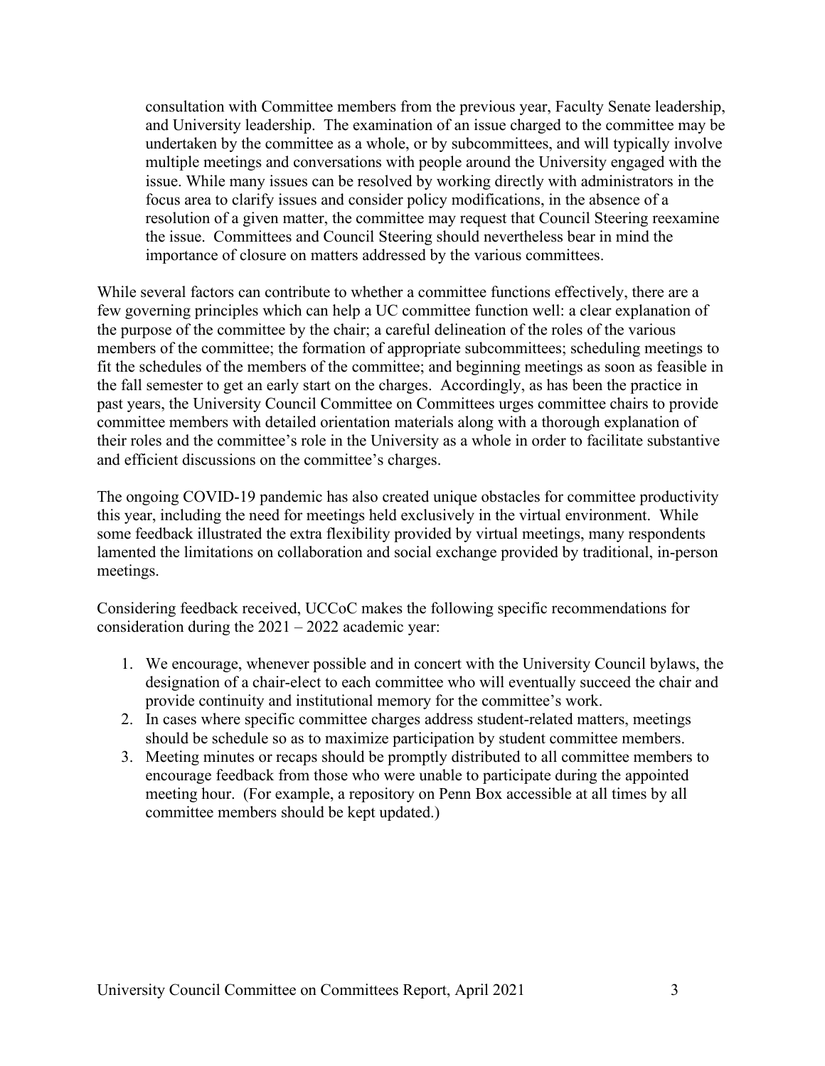consultation with Committee members from the previous year, Faculty Senate leadership, and University leadership. The examination of an issue charged to the committee may be undertaken by the committee as a whole, or by subcommittees, and will typically involve multiple meetings and conversations with people around the University engaged with the issue. While many issues can be resolved by working directly with administrators in the focus area to clarify issues and consider policy modifications, in the absence of a resolution of a given matter, the committee may request that Council Steering reexamine the issue. Committees and Council Steering should nevertheless bear in mind the importance of closure on matters addressed by the various committees.

While several factors can contribute to whether a committee functions effectively, there are a few governing principles which can help a UC committee function well: a clear explanation of the purpose of the committee by the chair; a careful delineation of the roles of the various members of the committee; the formation of appropriate subcommittees; scheduling meetings to fit the schedules of the members of the committee; and beginning meetings as soon as feasible in the fall semester to get an early start on the charges. Accordingly, as has been the practice in past years, the University Council Committee on Committees urges committee chairs to provide committee members with detailed orientation materials along with a thorough explanation of their roles and the committee's role in the University as a whole in order to facilitate substantive and efficient discussions on the committee's charges.

The ongoing COVID-19 pandemic has also created unique obstacles for committee productivity this year, including the need for meetings held exclusively in the virtual environment. While some feedback illustrated the extra flexibility provided by virtual meetings, many respondents lamented the limitations on collaboration and social exchange provided by traditional, in-person meetings.

Considering feedback received, UCCoC makes the following specific recommendations for consideration during the 2021 – 2022 academic year:

1. We encourage, whenever possible and in concert with the University Council bylaws, the designation of a chair-elect to each committee who will eventually succeed the chair and provide continuity and institutional memory for the committee's work.
2. In cases where specific committee charges address student-related matters, meetings should be schedule so as to maximize participation by student committee members.
3. Meeting minutes or recaps should be promptly distributed to all committee members to encourage feedback from those who were unable to participate during the appointed meeting hour. (For example, a repository on Penn Box accessible at all times by all committee members should be kept updated.)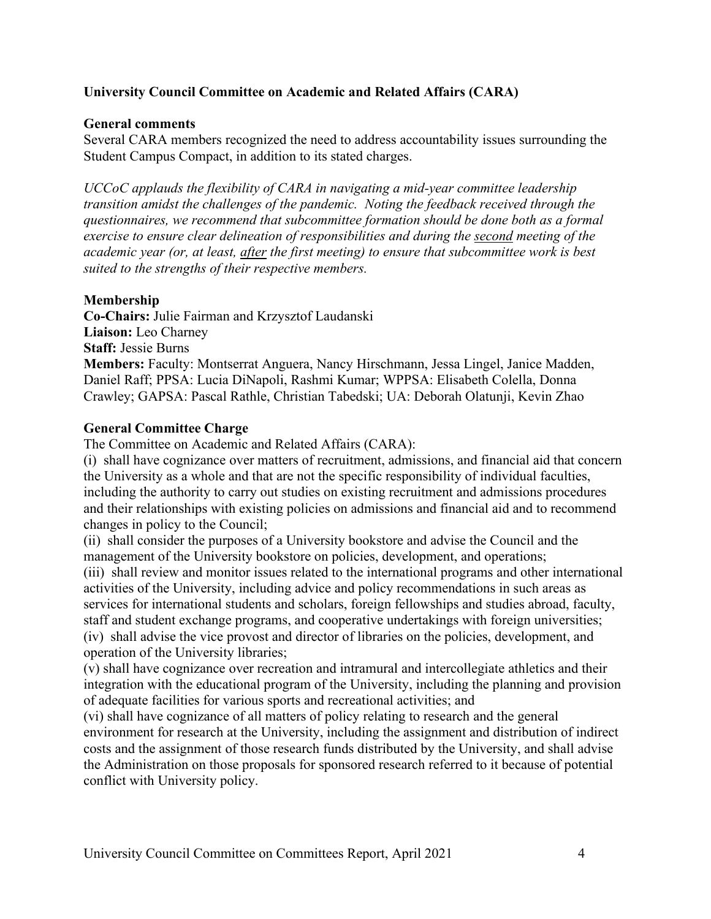### University Council Committee on Academic and Related Affairs (CARA)

**General comments**

Several CARA members recognized the need to address accountability issues surrounding the Student Campus Compact, in addition to its stated charges.

*UCCoC applauds the flexibility of CARA in navigating a mid-year committee leadership transition amidst the challenges of the pandemic. Noting the feedback received through the questionnaires, we recommend that subcommittee formation should be done both as a formal exercise to ensure clear delineation of responsibilities and during the <u>second</u> meeting of the academic year (or, at least, <u>after</u> the first meeting) to ensure that subcommittee work is best suited to the strengths of their respective members.*

**Membership**

**Co-Chairs:** Julie Fairman and Krzysztof Laudanski
**Liaison:** Leo Charney
**Staff:** Jessie Burns
**Members:** Faculty: Montserrat Anguera, Nancy Hirschmann, Jessa Lingel, Janice Madden, Daniel Raff; PPSA: Lucia DiNapoli, Rashmi Kumar; WPPSA: Elisabeth Colella, Donna Crawley; GAPSA: Pascal Rathle, Christian Tabedski; UA: Deborah Olatunji, Kevin Zhao

**General Committee Charge**

The Committee on Academic and Related Affairs (CARA):

(i) shall have cognizance over matters of recruitment, admissions, and financial aid that concern the University as a whole and that are not the specific responsibility of individual faculties, including the authority to carry out studies on existing recruitment and admissions procedures and their relationships with existing policies on admissions and financial aid and to recommend changes in policy to the Council;

(ii) shall consider the purposes of a University bookstore and advise the Council and the management of the University bookstore on policies, development, and operations;

(iii) shall review and monitor issues related to the international programs and other international activities of the University, including advice and policy recommendations in such areas as services for international students and scholars, foreign fellowships and studies abroad, faculty, staff and student exchange programs, and cooperative undertakings with foreign universities;

(iv) shall advise the vice provost and director of libraries on the policies, development, and operation of the University libraries;

(v) shall have cognizance over recreation and intramural and intercollegiate athletics and their integration with the educational program of the University, including the planning and provision of adequate facilities for various sports and recreational activities; and

(vi) shall have cognizance of all matters of policy relating to research and the general environment for research at the University, including the assignment and distribution of indirect costs and the assignment of those research funds distributed by the University, and shall advise the Administration on those proposals for sponsored research referred to it because of potential conflict with University policy.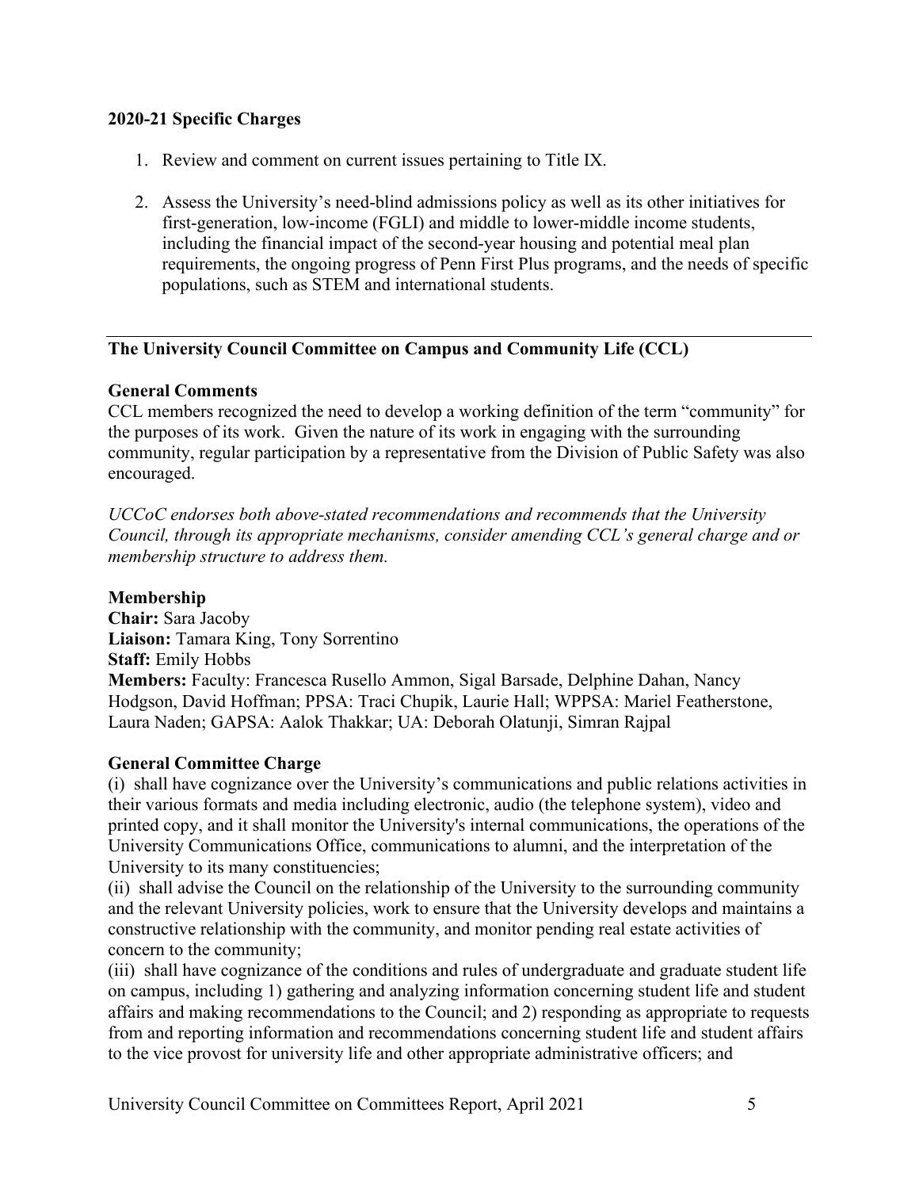**2020-21 Specific Charges**

1. Review and comment on current issues pertaining to Title IX.

2. Assess the University's need-blind admissions policy as well as its other initiatives for first-generation, low-income (FGLI) and middle to lower-middle income students, including the financial impact of the second-year housing and potential meal plan requirements, the ongoing progress of Penn First Plus programs, and the needs of specific populations, such as STEM and international students.

---

**The University Council Committee on Campus and Community Life (CCL)**

**General Comments**

CCL members recognized the need to develop a working definition of the term "community" for the purposes of its work. Given the nature of its work in engaging with the surrounding community, regular participation by a representative from the Division of Public Safety was also encouraged.

*UCCoC endorses both above-stated recommendations and recommends that the University Council, through its appropriate mechanisms, consider amending CCL's general charge and or membership structure to address them.*

**Membership**

**Chair:** Sara Jacoby
**Liaison:** Tamara King, Tony Sorrentino
**Staff:** Emily Hobbs
**Members:** Faculty: Francesca Rusello Ammon, Sigal Barsade, Delphine Dahan, Nancy Hodgson, David Hoffman; PPSA: Traci Chupik, Laurie Hall; WPPSA: Mariel Featherstone, Laura Naden; GAPSA: Aalok Thakkar; UA: Deborah Olatunji, Simran Rajpal

**General Committee Charge**

(i) shall have cognizance over the University's communications and public relations activities in their various formats and media including electronic, audio (the telephone system), video and printed copy, and it shall monitor the University's internal communications, the operations of the University Communications Office, communications to alumni, and the interpretation of the University to its many constituencies;

(ii) shall advise the Council on the relationship of the University to the surrounding community and the relevant University policies, work to ensure that the University develops and maintains a constructive relationship with the community, and monitor pending real estate activities of concern to the community;

(iii) shall have cognizance of the conditions and rules of undergraduate and graduate student life on campus, including 1) gathering and analyzing information concerning student life and student affairs and making recommendations to the Council; and 2) responding as appropriate to requests from and reporting information and recommendations concerning student life and student affairs to the vice provost for university life and other appropriate administrative officers; and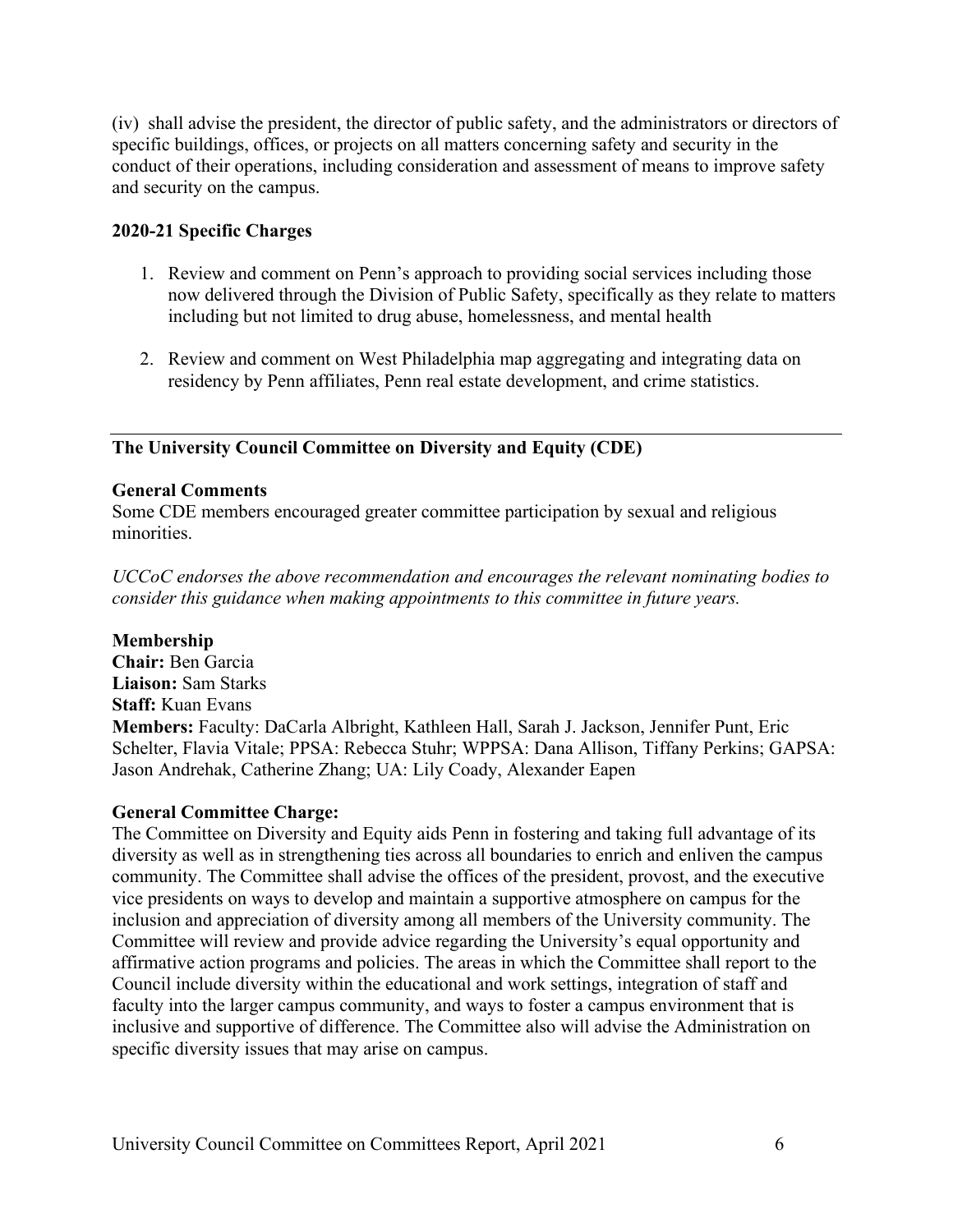(iv) shall advise the president, the director of public safety, and the administrators or directors of specific buildings, offices, or projects on all matters concerning safety and security in the conduct of their operations, including consideration and assessment of means to improve safety and security on the campus.

**2020-21 Specific Charges**

1. Review and comment on Penn's approach to providing social services including those now delivered through the Division of Public Safety, specifically as they relate to matters including but not limited to drug abuse, homelessness, and mental health
2. Review and comment on West Philadelphia map aggregating and integrating data on residency by Penn affiliates, Penn real estate development, and crime statistics.

---

**The University Council Committee on Diversity and Equity (CDE)**

**General Comments**
Some CDE members encouraged greater committee participation by sexual and religious minorities.

*UCCoC endorses the above recommendation and encourages the relevant nominating bodies to consider this guidance when making appointments to this committee in future years.*

**Membership**
**Chair:** Ben Garcia
**Liaison:** Sam Starks
**Staff:** Kuan Evans
**Members:** Faculty: DaCarla Albright, Kathleen Hall, Sarah J. Jackson, Jennifer Punt, Eric Schelter, Flavia Vitale; PPSA: Rebecca Stuhr; WPPSA: Dana Allison, Tiffany Perkins; GAPSA: Jason Andrehak, Catherine Zhang; UA: Lily Coady, Alexander Eapen

**General Committee Charge:**
The Committee on Diversity and Equity aids Penn in fostering and taking full advantage of its diversity as well as in strengthening ties across all boundaries to enrich and enliven the campus community. The Committee shall advise the offices of the president, provost, and the executive vice presidents on ways to develop and maintain a supportive atmosphere on campus for the inclusion and appreciation of diversity among all members of the University community. The Committee will review and provide advice regarding the University's equal opportunity and affirmative action programs and policies. The areas in which the Committee shall report to the Council include diversity within the educational and work settings, integration of staff and faculty into the larger campus community, and ways to foster a campus environment that is inclusive and supportive of difference. The Committee also will advise the Administration on specific diversity issues that may arise on campus.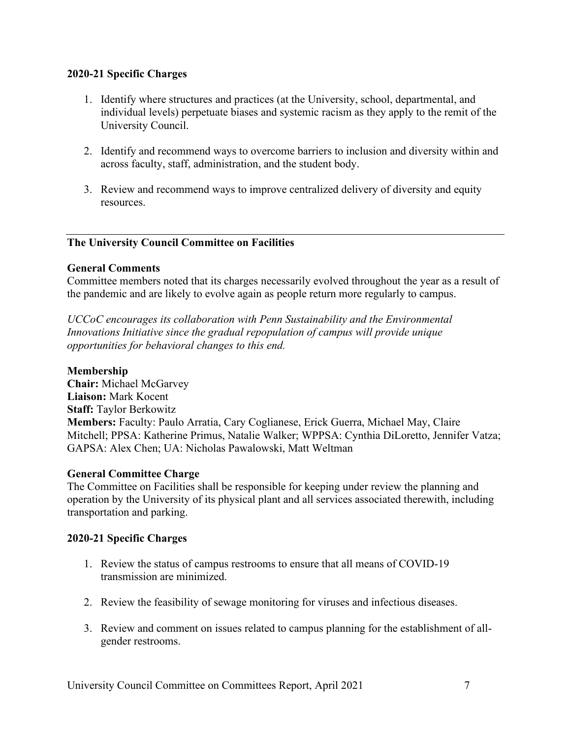**2020-21 Specific Charges**

1. Identify where structures and practices (at the University, school, departmental, and individual levels) perpetuate biases and systemic racism as they apply to the remit of the University Council.

2. Identify and recommend ways to overcome barriers to inclusion and diversity within and across faculty, staff, administration, and the student body.

3. Review and recommend ways to improve centralized delivery of diversity and equity resources.

---

**The University Council Committee on Facilities**

**General Comments**
Committee members noted that its charges necessarily evolved throughout the year as a result of the pandemic and are likely to evolve again as people return more regularly to campus.

*UCCoC encourages its collaboration with Penn Sustainability and the Environmental Innovations Initiative since the gradual repopulation of campus will provide unique opportunities for behavioral changes to this end.*

**Membership**
**Chair:** Michael McGarvey
**Liaison:** Mark Kocent
**Staff:** Taylor Berkowitz
**Members:** Faculty: Paulo Arratia, Cary Coglianese, Erick Guerra, Michael May, Claire Mitchell; PPSA: Katherine Primus, Natalie Walker; WPPSA: Cynthia DiLoretto, Jennifer Vatza; GAPSA: Alex Chen; UA: Nicholas Pawalowski, Matt Weltman

**General Committee Charge**
The Committee on Facilities shall be responsible for keeping under review the planning and operation by the University of its physical plant and all services associated therewith, including transportation and parking.

**2020-21 Specific Charges**

1. Review the status of campus restrooms to ensure that all means of COVID-19 transmission are minimized.

2. Review the feasibility of sewage monitoring for viruses and infectious diseases.

3. Review and comment on issues related to campus planning for the establishment of all-gender restrooms.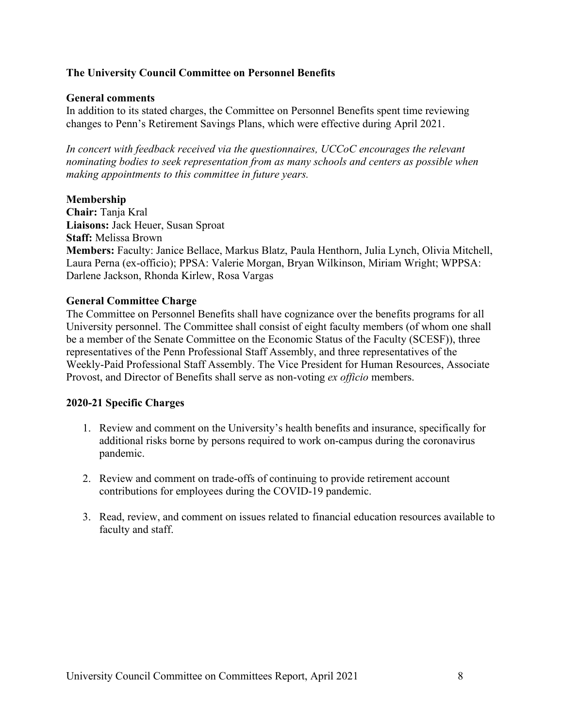**The University Council Committee on Personnel Benefits**

**General comments**

In addition to its stated charges, the Committee on Personnel Benefits spent time reviewing changes to Penn's Retirement Savings Plans, which were effective during April 2021.

*In concert with feedback received via the questionnaires, UCCoC encourages the relevant nominating bodies to seek representation from as many schools and centers as possible when making appointments to this committee in future years.*

**Membership**

**Chair:** Tanja Kral
**Liaisons:** Jack Heuer, Susan Sproat
**Staff:** Melissa Brown
**Members:** Faculty: Janice Bellace, Markus Blatz, Paula Henthorn, Julia Lynch, Olivia Mitchell, Laura Perna (ex-officio); PPSA: Valerie Morgan, Bryan Wilkinson, Miriam Wright; WPPSA: Darlene Jackson, Rhonda Kirlew, Rosa Vargas

**General Committee Charge**

The Committee on Personnel Benefits shall have cognizance over the benefits programs for all University personnel. The Committee shall consist of eight faculty members (of whom one shall be a member of the Senate Committee on the Economic Status of the Faculty (SCESF)), three representatives of the Penn Professional Staff Assembly, and three representatives of the Weekly-Paid Professional Staff Assembly. The Vice President for Human Resources, Associate Provost, and Director of Benefits shall serve as non-voting *ex officio* members.

**2020-21 Specific Charges**

1. Review and comment on the University's health benefits and insurance, specifically for additional risks borne by persons required to work on-campus during the coronavirus pandemic.

2. Review and comment on trade-offs of continuing to provide retirement account contributions for employees during the COVID-19 pandemic.

3. Read, review, and comment on issues related to financial education resources available to faculty and staff.